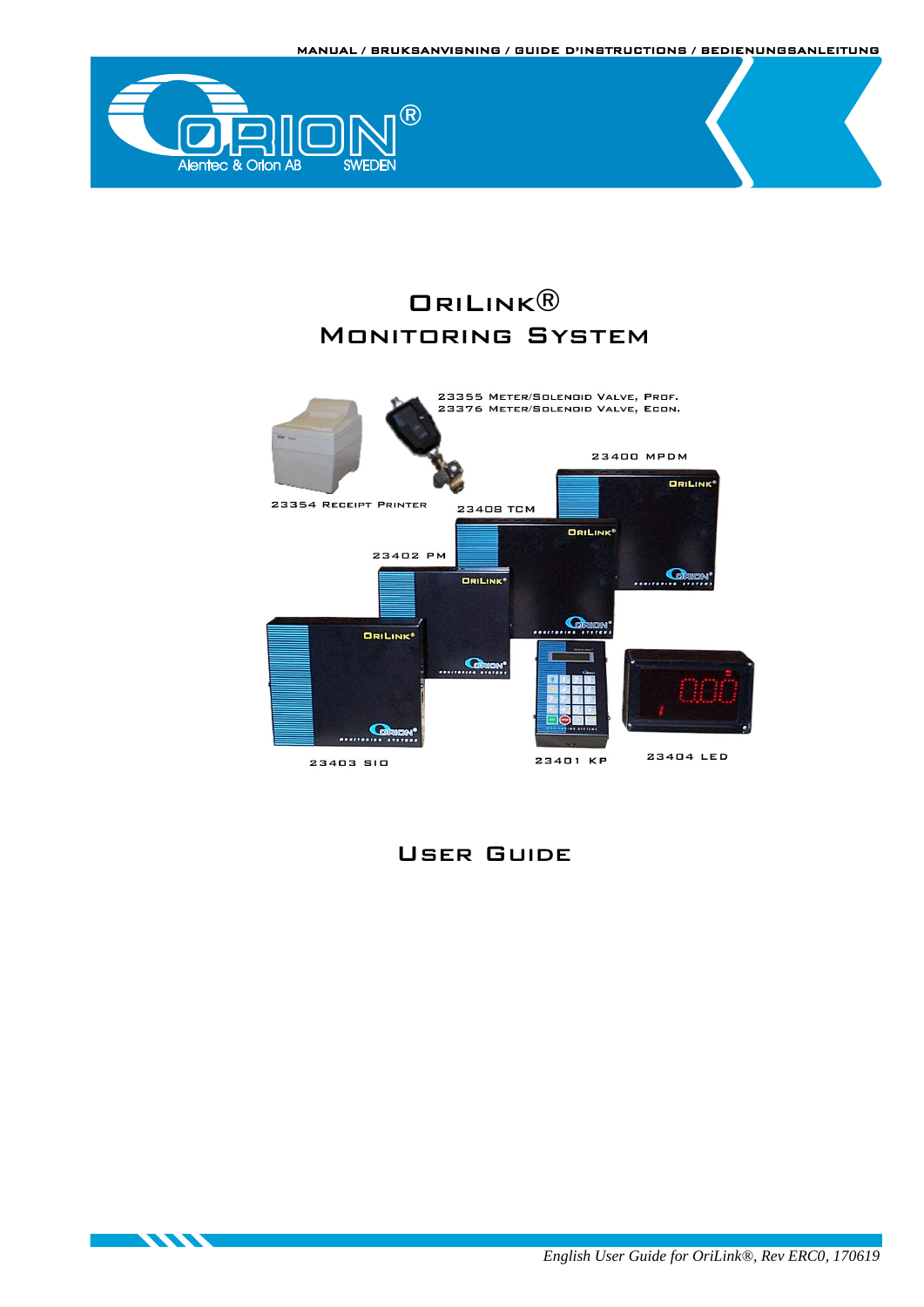MANUAL / BRUKSANVISNING / GUIDE D'INSTRUCTIONS / BEDIENUNGSANLEITUNG

Alentec & Orion AB SWEDEN

# OriLink® Monitoring System

23355 Meter/Solenoid Valve, Prof.
23376 Meter/Solenoid Valve, Econ.

23400 MPDM

23354 Receipt Printer

23408 TCM

23402 PM

23403 SIO

23401 KP

23404 LED

# User Guide

*English User Guide for OriLink®, Rev ERC0, 170619*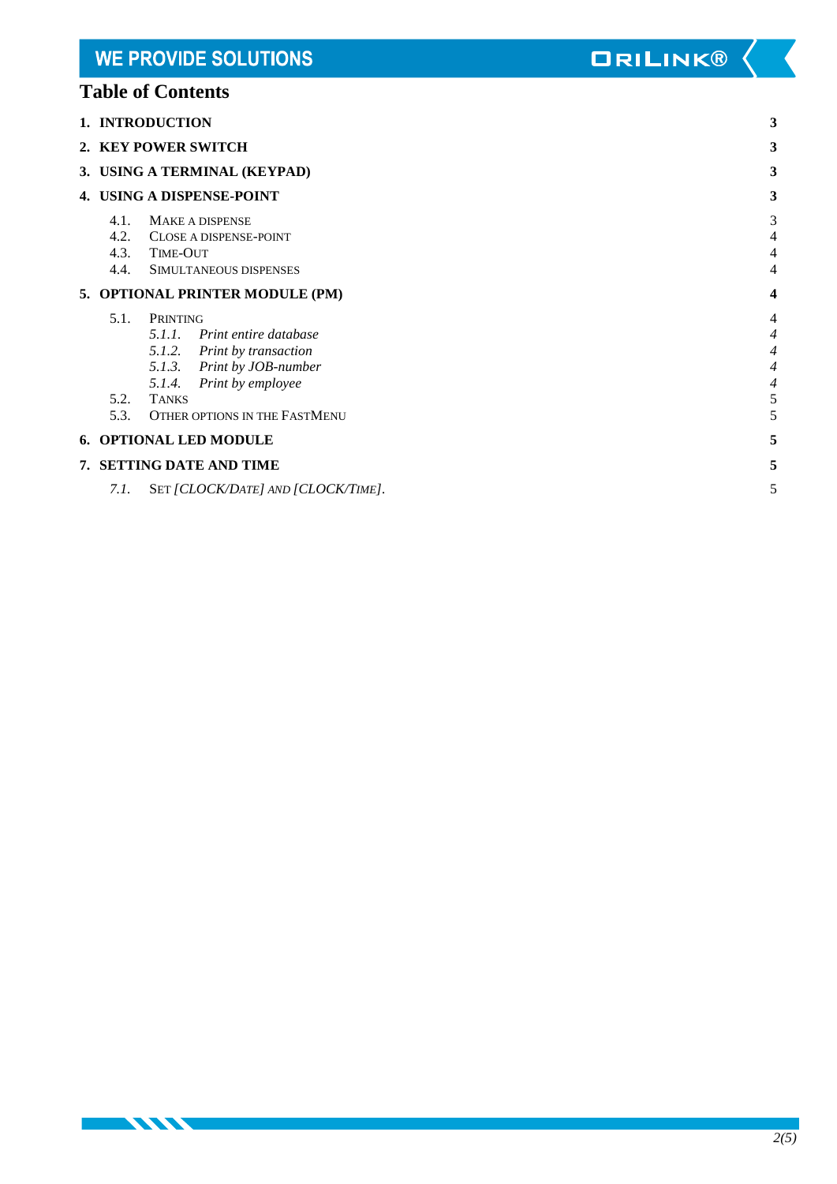# Table of Contents

**1. INTRODUCTION** **3**

**2. KEY POWER SWITCH** **3**

**3. USING A TERMINAL (KEYPAD)** **3**

**4. USING A DISPENSE-POINT** **3**

- 4.1. MAKE A DISPENSE 3
- 4.2. CLOSE A DISPENSE-POINT 4
- 4.3. TIME-OUT 4
- 4.4. SIMULTANEOUS DISPENSES 4

**5. OPTIONAL PRINTER MODULE (PM)** **4**

- 5.1. PRINTING 4
  - *5.1.1. Print entire database 4*
  - *5.1.2. Print by transaction 4*
  - *5.1.3. Print by JOB-number 4*
  - *5.1.4. Print by employee 4*
- 5.2. TANKS 5
- 5.3. OTHER OPTIONS IN THE FASTMENU 5

**6. OPTIONAL LED MODULE** **5**

**7. SETTING DATE AND TIME** **5**

- *7.1.* SET *[CLOCK/DATE]* AND *[CLOCK/TIME]*. 5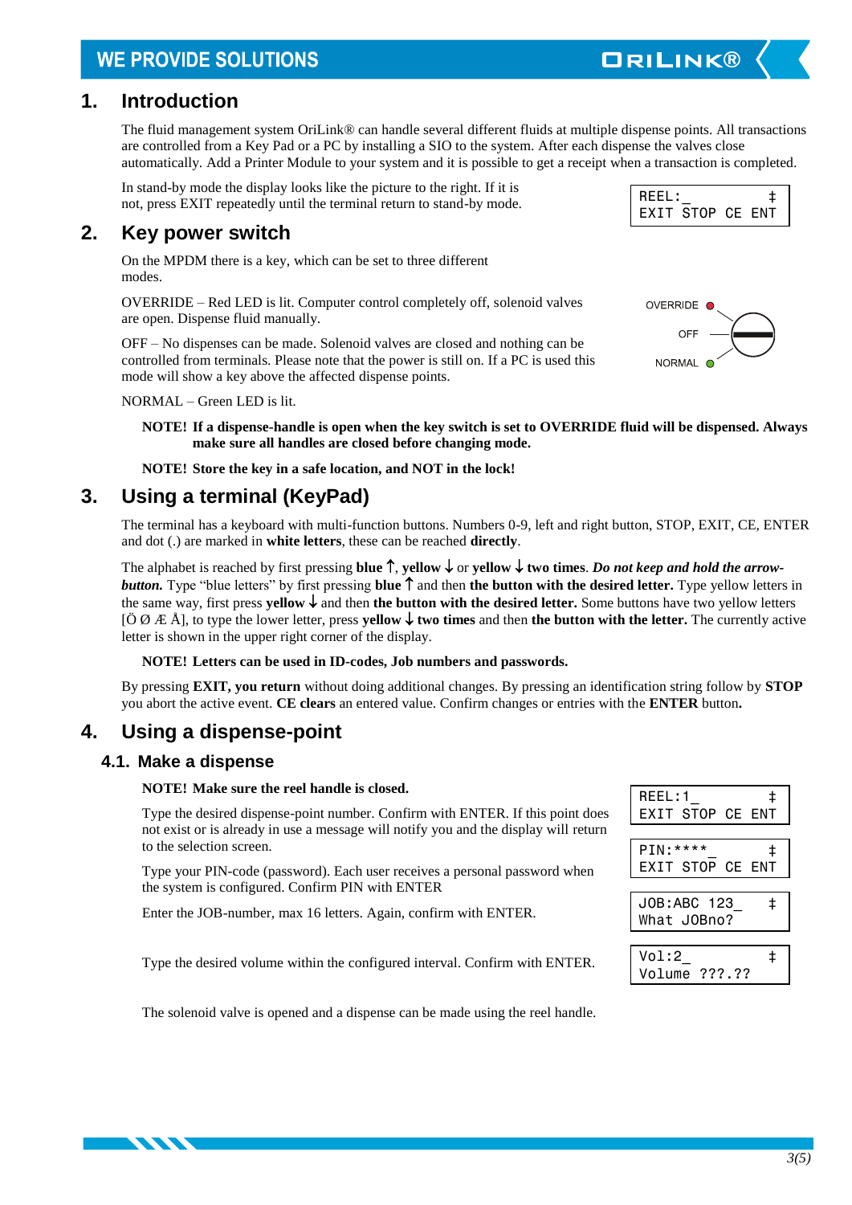## 1. Introduction

The fluid management system OriLink® can handle several different fluids at multiple dispense points. All transactions are controlled from a Key Pad or a PC by installing a SIO to the system. After each dispense the valves close automatically. Add a Printer Module to your system and it is possible to get a receipt when a transaction is completed.

In stand-by mode the display looks like the picture to the right. If it is not, press EXIT repeatedly until the terminal return to stand-by mode.

```
REEL:_          ‡
EXIT STOP CE ENT
```

## 2. Key power switch

On the MPDM there is a key, which can be set to three different modes.

OVERRIDE – Red LED is lit. Computer control completely off, solenoid valves are open. Dispense fluid manually.

OFF – No dispenses can be made. Solenoid valves are closed and nothing can be controlled from terminals. Please note that the power is still on. If a PC is used this mode will show a key above the affected dispense points.

NORMAL – Green LED is lit.

OVERRIDE
OFF
NORMAL

**NOTE! If a dispense-handle is open when the key switch is set to OVERRIDE fluid will be dispensed. Always make sure all handles are closed before changing mode.**

**NOTE! Store the key in a safe location, and NOT in the lock!**

## 3. Using a terminal (KeyPad)

The terminal has a keyboard with multi-function buttons. Numbers 0-9, left and right button, STOP, EXIT, CE, ENTER and dot (.) are marked in **white letters**, these can be reached **directly**.

The alphabet is reached by first pressing **blue ↑**, **yellow ↓** or **yellow ↓ two times**. ***Do not keep and hold the arrow-button.*** Type "blue letters" by first pressing **blue ↑** and then **the button with the desired letter.** Type yellow letters in the same way, first press **yellow ↓** and then **the button with the desired letter.** Some buttons have two yellow letters [Ö Ø Æ Å], to type the lower letter, press **yellow ↓ two times** and then **the button with the letter.** The currently active letter is shown in the upper right corner of the display.

**NOTE! Letters can be used in ID-codes, Job numbers and passwords.**

By pressing **EXIT, you return** without doing additional changes. By pressing an identification string follow by **STOP** you abort the active event. **CE clears** an entered value. Confirm changes or entries with the **ENTER** button**.**

## 4. Using a dispense-point

### 4.1. Make a dispense

**NOTE! Make sure the reel handle is closed.**

Type the desired dispense-point number. Confirm with ENTER. If this point does not exist or is already in use a message will notify you and the display will return to the selection screen.

```
REEL:1_         ‡
EXIT STOP CE ENT
```

Type your PIN-code (password). Each user receives a personal password when the system is configured. Confirm PIN with ENTER

```
PIN:****_       ‡
EXIT STOP CE ENT
```

Enter the JOB-number, max 16 letters. Again, confirm with ENTER.

```
JOB:ABC 123_    ‡
What JOBno?
```

Type the desired volume within the configured interval. Confirm with ENTER.

```
Vol:2_          ‡
Volume ???.??
```

The solenoid valve is opened and a dispense can be made using the reel handle.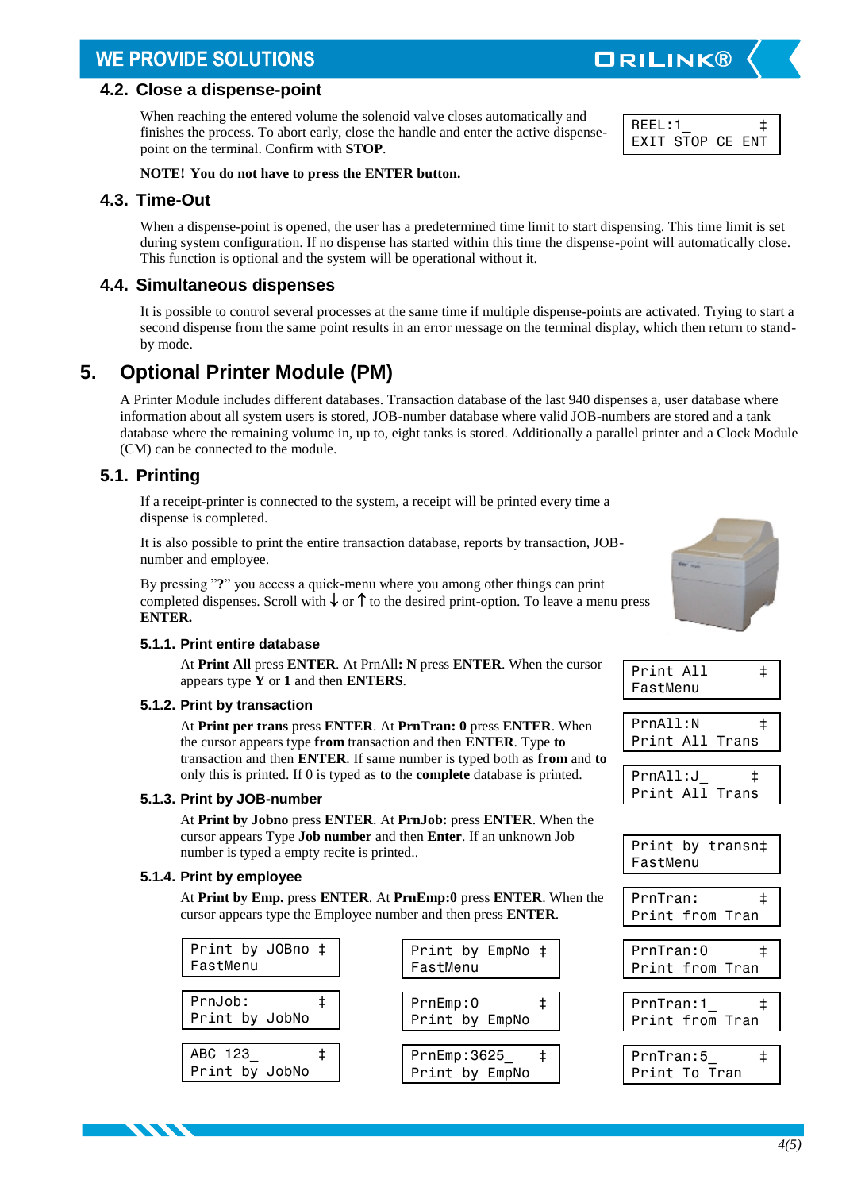## 4.2. Close a dispense-point

When reaching the entered volume the solenoid valve closes automatically and finishes the process. To abort early, close the handle and enter the active dispense-point on the terminal. Confirm with **STOP**.

```
REEL:1_        ‡
EXIT STOP CE ENT
```

**NOTE! You do not have to press the ENTER button.**

## 4.3. Time-Out

When a dispense-point is opened, the user has a predetermined time limit to start dispensing. This time limit is set during system configuration. If no dispense has started within this time the dispense-point will automatically close. This function is optional and the system will be operational without it.

## 4.4. Simultaneous dispenses

It is possible to control several processes at the same time if multiple dispense-points are activated. Trying to start a second dispense from the same point results in an error message on the terminal display, which then return to stand-by mode.

# 5. Optional Printer Module (PM)

A Printer Module includes different databases. Transaction database of the last 940 dispenses a, user database where information about all system users is stored, JOB-number database where valid JOB-numbers are stored and a tank database where the remaining volume in, up to, eight tanks is stored. Additionally a parallel printer and a Clock Module (CM) can be connected to the module.

## 5.1. Printing

If a receipt-printer is connected to the system, a receipt will be printed every time a dispense is completed.

It is also possible to print the entire transaction database, reports by transaction, JOB-number and employee.

By pressing "**?**" you access a quick-menu where you among other things can print completed dispenses. Scroll with ↓ or ↑ to the desired print-option. To leave a menu press **ENTER.**

### 5.1.1. Print entire database

At **Print All** press **ENTER**. At PrnAll**: N** press **ENTER**. When the cursor appears type **Y** or **1** and then **ENTERS**.

```
Print All      ‡
FastMenu
```

```
PrnAll:N       ‡
Print All Trans
```

```
PrnAll:J_      ‡
Print All Trans
```

### 5.1.2. Print by transaction

At **Print per trans** press **ENTER**. At **PrnTran: 0** press **ENTER**. When the cursor appears type **from** transaction and then **ENTER**. Type **to** transaction and then **ENTER**. If same number is typed both as **from** and **to** only this is printed. If 0 is typed as **to** the **complete** database is printed.

```
Print by transn‡
FastMenu
```

```
PrnTran:       ‡
Print from Tran
```

```
PrnTran:0      ‡
Print from Tran
```

```
PrnTran:1_     ‡
Print from Tran
```

```
PrnTran:5_     ‡
Print To Tran
```

### 5.1.3. Print by JOB-number

At **Print by Jobno** press **ENTER**. At **PrnJob:** press **ENTER**. When the cursor appears Type **Job number** and then **Enter**. If an unknown Job number is typed a empty recite is printed..

```
Print by JOBno ‡
FastMenu
```

```
PrnJob:        ‡
Print by JobNo
```

```
ABC 123_       ‡
Print by JobNo
```

### 5.1.4. Print by employee

At **Print by Emp.** press **ENTER**. At **PrnEmp:0** press **ENTER**. When the cursor appears type the Employee number and then press **ENTER**.

```
Print by EmpNo ‡
FastMenu
```

```
PrnEmp:0       ‡
Print by EmpNo
```

```
PrnEmp:3625_   ‡
Print by EmpNo
```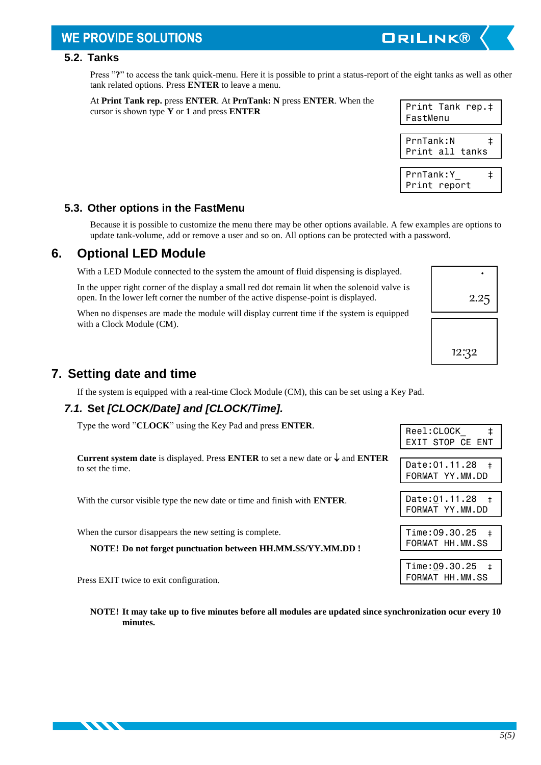### 5.2. Tanks

Press "?" to access the tank quick-menu. Here it is possible to print a status-report of the eight tanks as well as other tank related options. Press **ENTER** to leave a menu.

At **Print Tank rep.** press **ENTER**. At **PrnTank: N** press **ENTER**. When the cursor is shown type **Y** or **1** and press **ENTER**

```
Print Tank rep.‡
FastMenu
```

```
PrnTank:N      ‡
Print all tanks
```

```
PrnTank:Y_     ‡
Print report
```

### 5.3. Other options in the FastMenu

Because it is possible to customize the menu there may be other options available. A few examples are options to update tank-volume, add or remove a user and so on. All options can be protected with a password.

## 6. Optional LED Module

With a LED Module connected to the system the amount of fluid dispensing is displayed.

In the upper right corner of the display a small red dot remain lit when the solenoid valve is open. In the lower left corner the number of the active dispense-point is displayed.

When no dispenses are made the module will display current time if the system is equipped with a Clock Module (CM).

```
     •
  2.25
```

```
 12:32
```

## 7. Setting date and time

If the system is equipped with a real-time Clock Module (CM), this can be set using a Key Pad.

### *7.1.* Set *[CLOCK/Date] and [CLOCK/Time].*

Type the word "**CLOCK**" using the Key Pad and press **ENTER**.

```
Reel:CLOCK_    ‡
EXIT STOP CE ENT
```

**Current system date** is displayed. Press **ENTER** to set a new date or ↓ and **ENTER** to set the time.

```
Date:01.11.28  ‡
FORMAT YY.MM.DD
```

With the cursor visible type the new date or time and finish with **ENTER**.

```
Date:01.11.28  ‡
FORMAT YY.MM.DD
```

When the cursor disappears the new setting is complete.

**NOTE! Do not forget punctuation between HH.MM.SS/YY.MM.DD !**

```
Time:09.30.25  ‡
FORMAT HH.MM.SS
```

```
Time:09.30.25  ‡
FORMAT HH.MM.SS
```

Press EXIT twice to exit configuration.

**NOTE! It may take up to five minutes before all modules are updated since synchronization ocur every 10 minutes.**